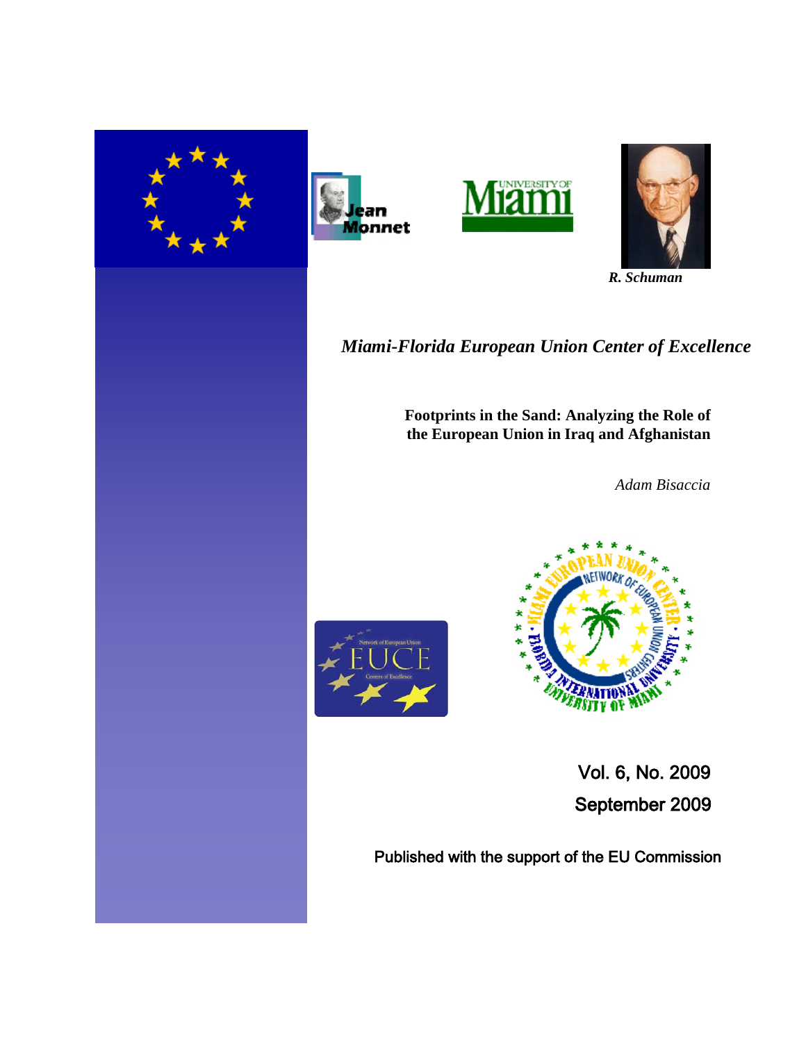*R. Schuman*

*Miami-Florida European Union Center of Excellence*

**Footprints in the Sand: Analyzing the Role of the European Union in Iraq and Afghanistan**

*Adam Bisaccia*

Vol. 6, No. 2009

September 2009

Published with the support of the EU Commission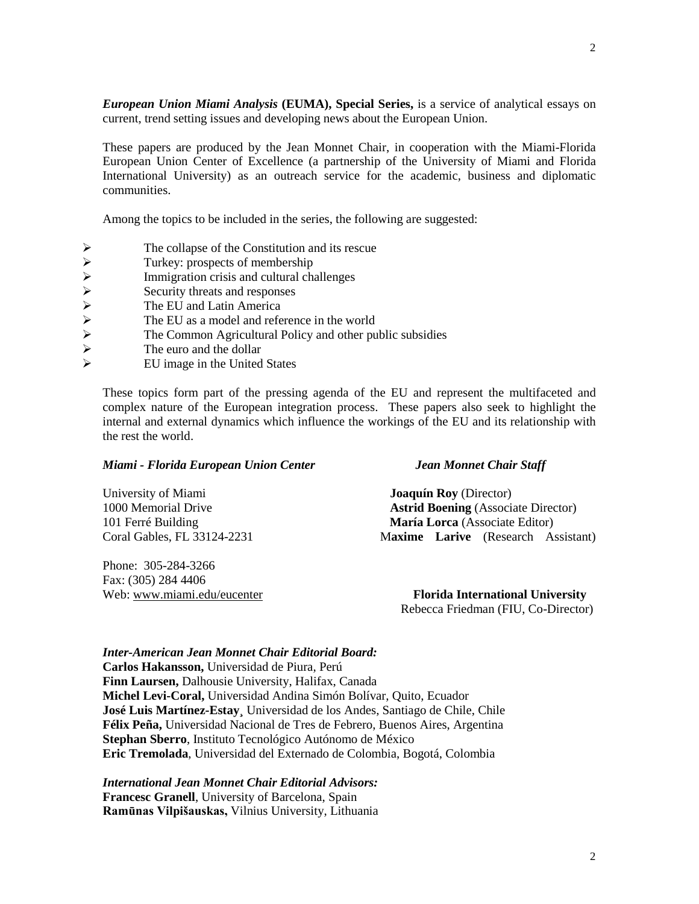***European Union Miami Analysis*** **(EUMA), Special Series,** is a service of analytical essays on current, trend setting issues and developing news about the European Union.

These papers are produced by the Jean Monnet Chair, in cooperation with the Miami-Florida European Union Center of Excellence (a partnership of the University of Miami and Florida International University) as an outreach service for the academic, business and diplomatic communities.

Among the topics to be included in the series, the following are suggested:

- The collapse of the Constitution and its rescue
- Turkey: prospects of membership
- Immigration crisis and cultural challenges
- Security threats and responses
- The EU and Latin America
- The EU as a model and reference in the world
- The Common Agricultural Policy and other public subsidies
- The euro and the dollar
- EU image in the United States

These topics form part of the pressing agenda of the EU and represent the multifaceted and complex nature of the European integration process. These papers also seek to highlight the internal and external dynamics which influence the workings of the EU and its relationship with the rest the world.

***Miami - Florida European Union Center***

University of Miami
1000 Memorial Drive
101 Ferré Building
Coral Gables, FL 33124-2231

Phone: 305-284-3266
Fax: (305) 284 4406
Web: www.miami.edu/eucenter

***Jean Monnet Chair Staff***

**Joaquín Roy** (Director)
**Astrid Boening** (Associate Director)
**María Lorca** (Associate Editor)
**Maxime Larive** (Research Assistant)

**Florida International University**
Rebecca Friedman (FIU, Co-Director)

***Inter-American Jean Monnet Chair Editorial Board:***
**Carlos Hakansson,** Universidad de Piura, Perú
**Finn Laursen,** Dalhousie University, Halifax, Canada
**Michel Levi-Coral,** Universidad Andina Simón Bolívar, Quito, Ecuador
**José Luis Martínez-Estay**¸ Universidad de los Andes, Santiago de Chile, Chile
**Félix Peña,** Universidad Nacional de Tres de Febrero, Buenos Aires, Argentina
**Stephan Sberro**, Instituto Tecnológico Autónomo de México
**Eric Tremolada**, Universidad del Externado de Colombia, Bogotá, Colombia

***International Jean Monnet Chair Editorial Advisors:***
**Francesc Granell**, University of Barcelona, Spain
**Ramūnas Vilpišauskas,** Vilnius University, Lithuania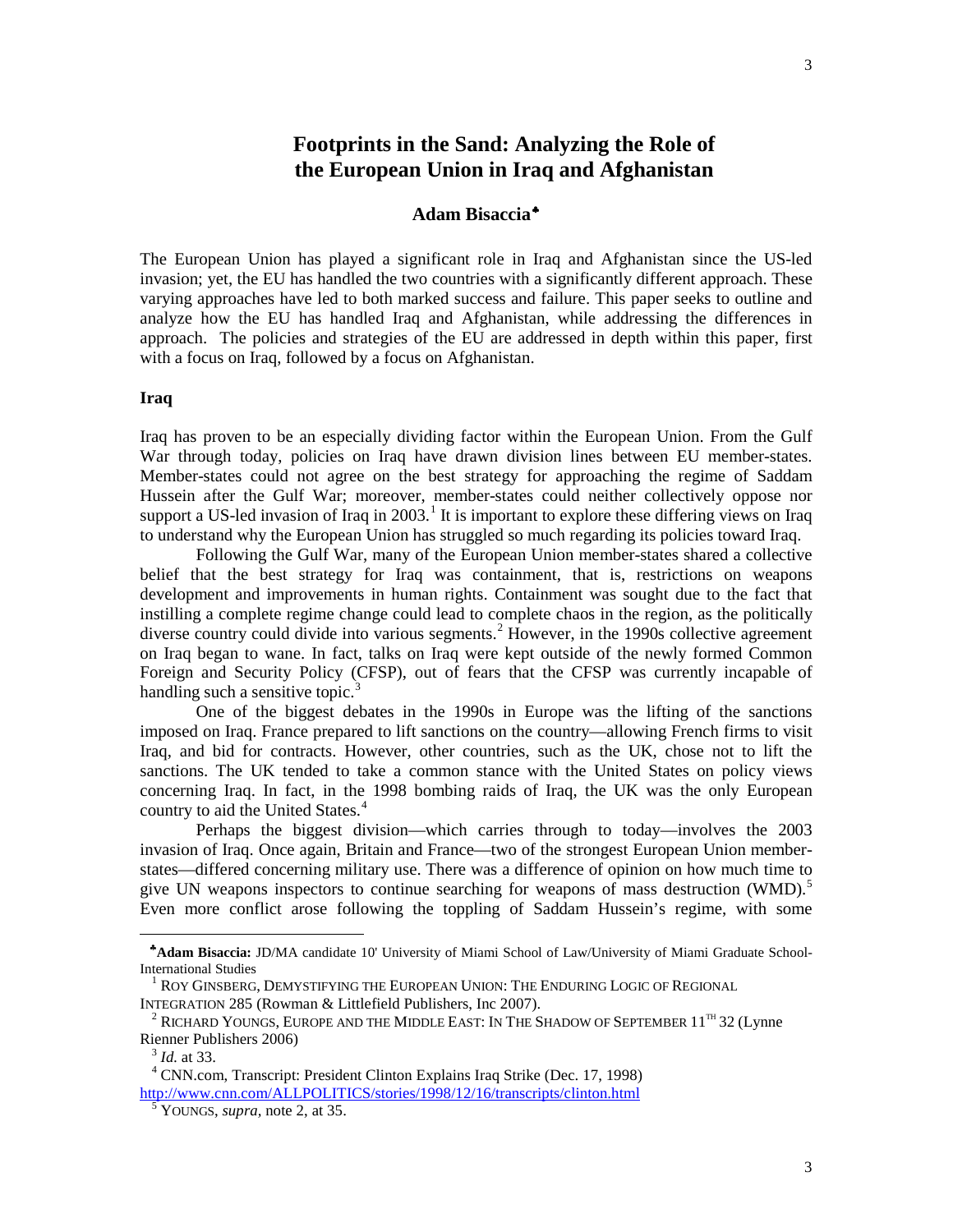# Footprints in the Sand: Analyzing the Role of the European Union in Iraq and Afghanistan

**Adam Bisaccia**♣

The European Union has played a significant role in Iraq and Afghanistan since the US-led invasion; yet, the EU has handled the two countries with a significantly different approach. These varying approaches have led to both marked success and failure. This paper seeks to outline and analyze how the EU has handled Iraq and Afghanistan, while addressing the differences in approach. The policies and strategies of the EU are addressed in depth within this paper, first with a focus on Iraq, followed by a focus on Afghanistan.

### Iraq

Iraq has proven to be an especially dividing factor within the European Union. From the Gulf War through today, policies on Iraq have drawn division lines between EU member-states. Member-states could not agree on the best strategy for approaching the regime of Saddam Hussein after the Gulf War; moreover, member-states could neither collectively oppose nor support a US-led invasion of Iraq in 2003.[1] It is important to explore these differing views on Iraq to understand why the European Union has struggled so much regarding its policies toward Iraq.

Following the Gulf War, many of the European Union member-states shared a collective belief that the best strategy for Iraq was containment, that is, restrictions on weapons development and improvements in human rights. Containment was sought due to the fact that instilling a complete regime change could lead to complete chaos in the region, as the politically diverse country could divide into various segments.[2] However, in the 1990s collective agreement on Iraq began to wane. In fact, talks on Iraq were kept outside of the newly formed Common Foreign and Security Policy (CFSP), out of fears that the CFSP was currently incapable of handling such a sensitive topic.[3]

One of the biggest debates in the 1990s in Europe was the lifting of the sanctions imposed on Iraq. France prepared to lift sanctions on the country—allowing French firms to visit Iraq, and bid for contracts. However, other countries, such as the UK, chose not to lift the sanctions. The UK tended to take a common stance with the United States on policy views concerning Iraq. In fact, in the 1998 bombing raids of Iraq, the UK was the only European country to aid the United States.[4]

Perhaps the biggest division—which carries through to today—involves the 2003 invasion of Iraq. Once again, Britain and France—two of the strongest European Union member-states—differed concerning military use. There was a difference of opinion on how much time to give UN weapons inspectors to continue searching for weapons of mass destruction (WMD).[5] Even more conflict arose following the toppling of Saddam Hussein's regime, with some

---

♣ **Adam Bisaccia:** JD/MA candidate 10' University of Miami School of Law/University of Miami Graduate School-International Studies

[1] Roy Ginsberg, Demystifying the European Union: The Enduring Logic of Regional Integration 285 (Rowman & Littlefield Publishers, Inc 2007).

[2] Richard Youngs, Europe and the Middle East: In The Shadow of September 11th 32 (Lynne Rienner Publishers 2006)

[3] *Id.* at 33.

[4] CNN.com, Transcript: President Clinton Explains Iraq Strike (Dec. 17, 1998) http://www.cnn.com/ALLPOLITICS/stories/1998/12/16/transcripts/clinton.html

[5] Youngs, *supra,* note 2, at 35.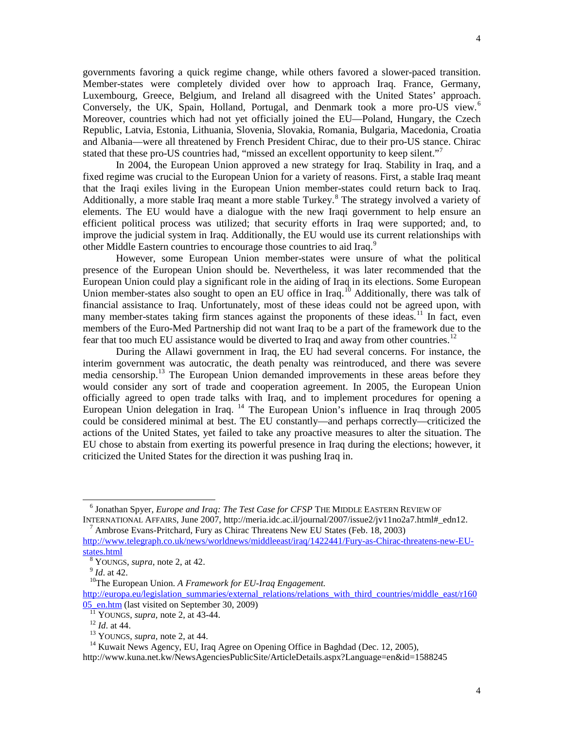governments favoring a quick regime change, while others favored a slower-paced transition. Member-states were completely divided over how to approach Iraq. France, Germany, Luxembourg, Greece, Belgium, and Ireland all disagreed with the United States' approach. Conversely, the UK, Spain, Holland, Portugal, and Denmark took a more pro-US view.[6] Moreover, countries which had not yet officially joined the EU—Poland, Hungary, the Czech Republic, Latvia, Estonia, Lithuania, Slovenia, Slovakia, Romania, Bulgaria, Macedonia, Croatia and Albania—were all threatened by French President Chirac, due to their pro-US stance. Chirac stated that these pro-US countries had, "missed an excellent opportunity to keep silent."[7]

In 2004, the European Union approved a new strategy for Iraq. Stability in Iraq, and a fixed regime was crucial to the European Union for a variety of reasons. First, a stable Iraq meant that the Iraqi exiles living in the European Union member-states could return back to Iraq. Additionally, a more stable Iraq meant a more stable Turkey.[8] The strategy involved a variety of elements. The EU would have a dialogue with the new Iraqi government to help ensure an efficient political process was utilized; that security efforts in Iraq were supported; and, to improve the judicial system in Iraq. Additionally, the EU would use its current relationships with other Middle Eastern countries to encourage those countries to aid Iraq.[9]

However, some European Union member-states were unsure of what the political presence of the European Union should be. Nevertheless, it was later recommended that the European Union could play a significant role in the aiding of Iraq in its elections. Some European Union member-states also sought to open an EU office in Iraq.[10] Additionally, there was talk of financial assistance to Iraq. Unfortunately, most of these ideas could not be agreed upon, with many member-states taking firm stances against the proponents of these ideas.[11] In fact, even members of the Euro-Med Partnership did not want Iraq to be a part of the framework due to the fear that too much EU assistance would be diverted to Iraq and away from other countries.[12]

During the Allawi government in Iraq, the EU had several concerns. For instance, the interim government was autocratic, the death penalty was reintroduced, and there was severe media censorship.[13] The European Union demanded improvements in these areas before they would consider any sort of trade and cooperation agreement. In 2005, the European Union officially agreed to open trade talks with Iraq, and to implement procedures for opening a European Union delegation in Iraq.[14] The European Union's influence in Iraq through 2005 could be considered minimal at best. The EU constantly—and perhaps correctly—criticized the actions of the United States, yet failed to take any proactive measures to alter the situation. The EU chose to abstain from exerting its powerful presence in Iraq during the elections; however, it criticized the United States for the direction it was pushing Iraq in.

---

[6] Jonathan Spyer, *Europe and Iraq: The Test Case for CFSP* THE MIDDLE EASTERN REVIEW OF INTERNATIONAL AFFAIRS, June 2007, http://meria.idc.ac.il/journal/2007/issue2/jv11no2a7.html#_edn12.

[7] Ambrose Evans-Pritchard, Fury as Chirac Threatens New EU States (Feb. 18, 2003) http://www.telegraph.co.uk/news/worldnews/middleeast/iraq/1422441/Fury-as-Chirac-threatens-new-EU-states.html

[8] YOUNGS, *supra*, note 2, at 42.

[9] *Id*. at 42.

[10] The European Union. *A Framework for EU-Iraq Engagement.* http://europa.eu/legislation_summaries/external_relations/relations_with_third_countries/middle_east/r16005_en.htm (last visited on September 30, 2009)

[11] YOUNGS, *supra*, note 2, at 43-44.

[12] *Id*. at 44.

[13] YOUNGS, *supra*, note 2, at 44.

[14] Kuwait News Agency, EU, Iraq Agree on Opening Office in Baghdad (Dec. 12, 2005), http://www.kuna.net.kw/NewsAgenciesPublicSite/ArticleDetails.aspx?Language=en&id=1588245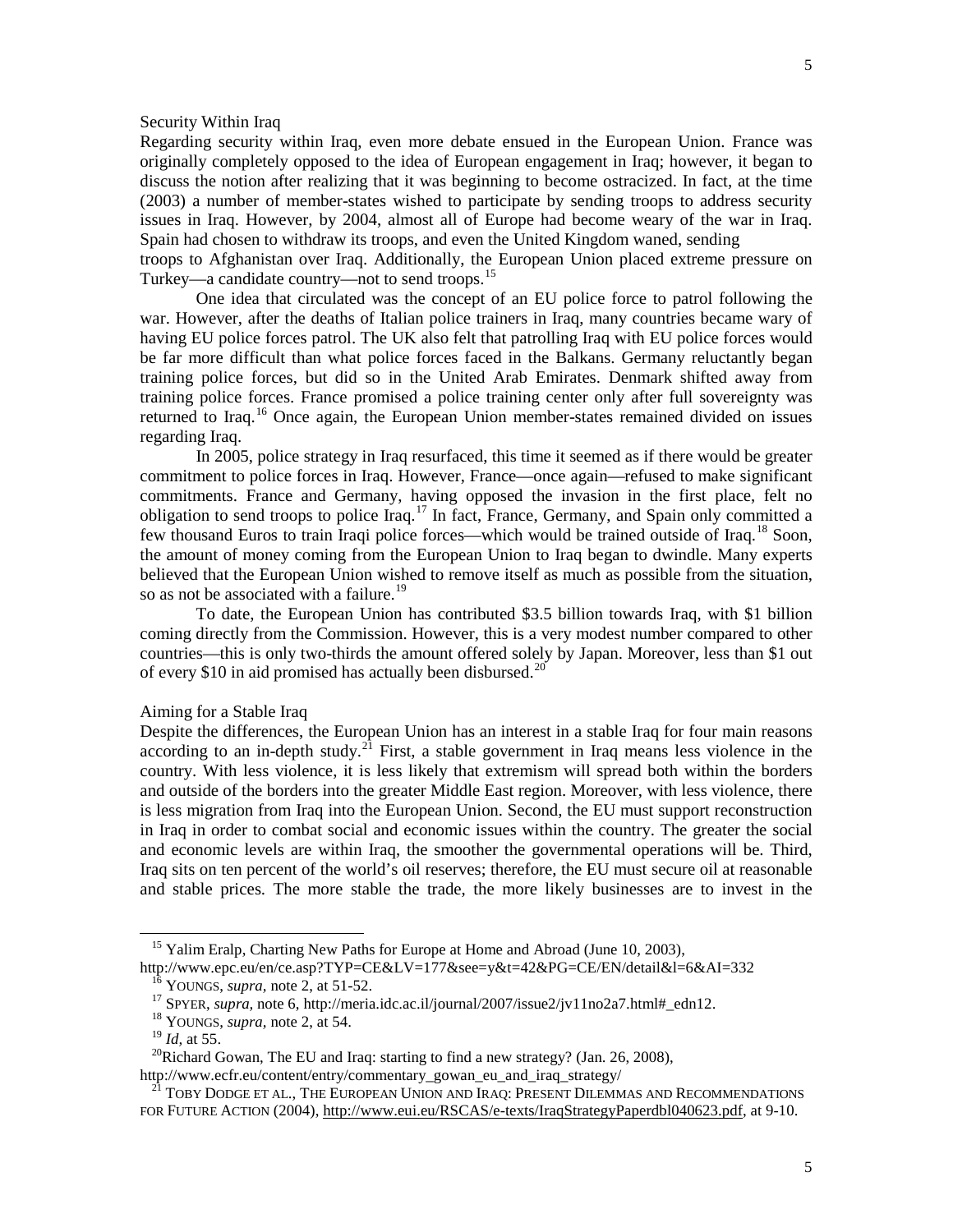### Security Within Iraq

Regarding security within Iraq, even more debate ensued in the European Union. France was originally completely opposed to the idea of European engagement in Iraq; however, it began to discuss the notion after realizing that it was beginning to become ostracized. In fact, at the time (2003) a number of member-states wished to participate by sending troops to address security issues in Iraq. However, by 2004, almost all of Europe had become weary of the war in Iraq. Spain had chosen to withdraw its troops, and even the United Kingdom waned, sending troops to Afghanistan over Iraq. Additionally, the European Union placed extreme pressure on Turkey—a candidate country—not to send troops.[15]

One idea that circulated was the concept of an EU police force to patrol following the war. However, after the deaths of Italian police trainers in Iraq, many countries became wary of having EU police forces patrol. The UK also felt that patrolling Iraq with EU police forces would be far more difficult than what police forces faced in the Balkans. Germany reluctantly began training police forces, but did so in the United Arab Emirates. Denmark shifted away from training police forces. France promised a police training center only after full sovereignty was returned to Iraq.[16] Once again, the European Union member-states remained divided on issues regarding Iraq.

In 2005, police strategy in Iraq resurfaced, this time it seemed as if there would be greater commitment to police forces in Iraq. However, France—once again—refused to make significant commitments. France and Germany, having opposed the invasion in the first place, felt no obligation to send troops to police Iraq.[17] In fact, France, Germany, and Spain only committed a few thousand Euros to train Iraqi police forces—which would be trained outside of Iraq.[18] Soon, the amount of money coming from the European Union to Iraq began to dwindle. Many experts believed that the European Union wished to remove itself as much as possible from the situation, so as not be associated with a failure.[19]

To date, the European Union has contributed $3.5 billion towards Iraq, with $1 billion coming directly from the Commission. However, this is a very modest number compared to other countries—this is only two-thirds the amount offered solely by Japan. Moreover, less than $1 out of every $10 in aid promised has actually been disbursed.[20]

### Aiming for a Stable Iraq

Despite the differences, the European Union has an interest in a stable Iraq for four main reasons according to an in-depth study.[21] First, a stable government in Iraq means less violence in the country. With less violence, it is less likely that extremism will spread both within the borders and outside of the borders into the greater Middle East region. Moreover, with less violence, there is less migration from Iraq into the European Union. Second, the EU must support reconstruction in Iraq in order to combat social and economic issues within the country. The greater the social and economic levels are within Iraq, the smoother the governmental operations will be. Third, Iraq sits on ten percent of the world's oil reserves; therefore, the EU must secure oil at reasonable and stable prices. The more stable the trade, the more likely businesses are to invest in the

---

[15] Yalim Eralp, Charting New Paths for Europe at Home and Abroad (June 10, 2003), http://www.epc.eu/en/ce.asp?TYP=CE&LV=177&see=y&t=42&PG=CE/EN/detail&l=6&AI=332

[16] YOUNGS, *supra*, note 2, at 51-52.

[17] SPYER, *supra*, note 6, http://meria.idc.ac.il/journal/2007/issue2/jv11no2a7.html#_edn12.

[18] YOUNGS, *supra*, note 2, at 54.

[19] *Id*, at 55.

[20] Richard Gowan, The EU and Iraq: starting to find a new strategy? (Jan. 26, 2008), http://www.ecfr.eu/content/entry/commentary_gowan_eu_and_iraq_strategy/

[21] TOBY DODGE ET AL., THE EUROPEAN UNION AND IRAQ: PRESENT DILEMMAS AND RECOMMENDATIONS FOR FUTURE ACTION (2004), http://www.eui.eu/RSCAS/e-texts/IraqStrategyPaperdbl040623.pdf, at 9-10.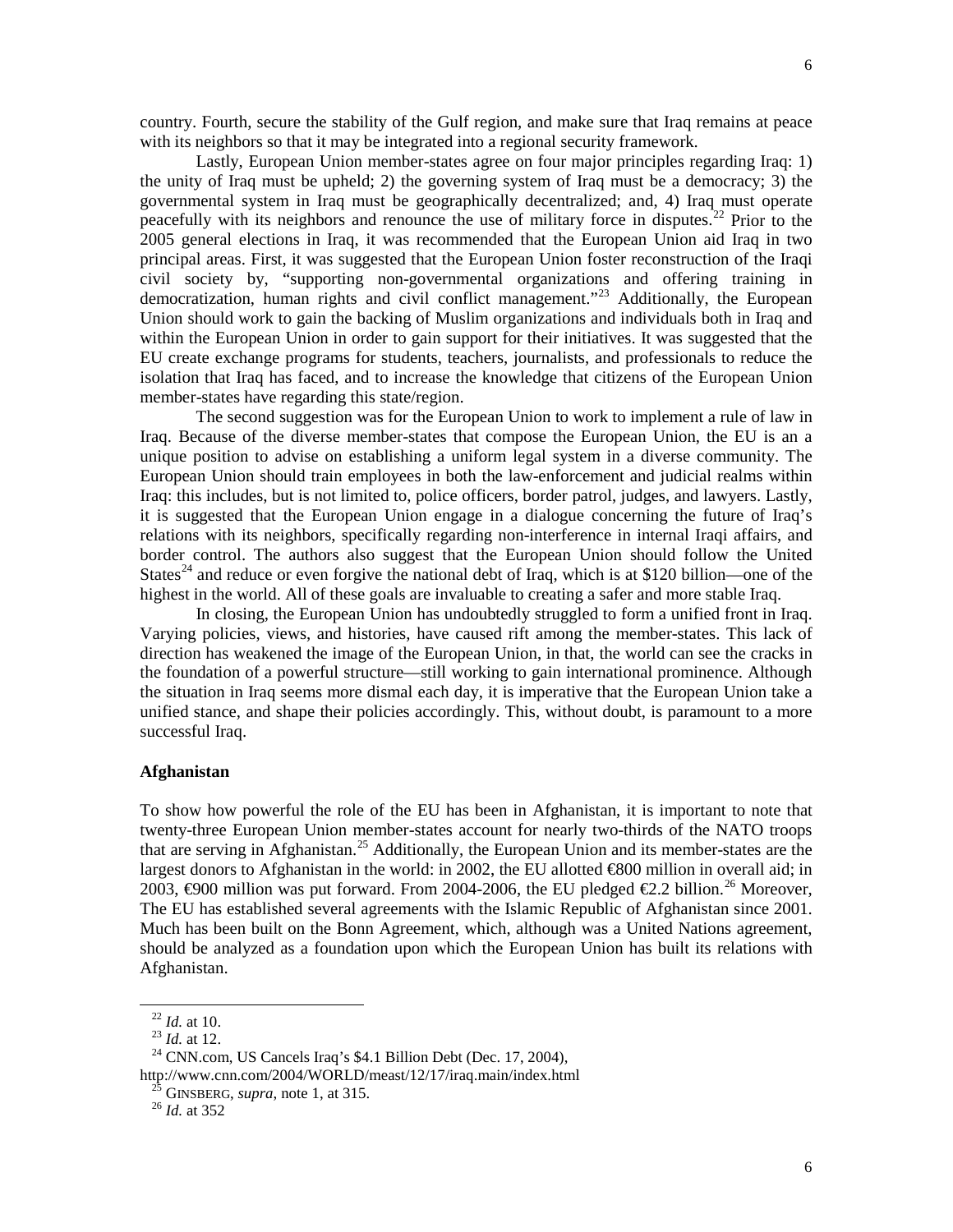country. Fourth, secure the stability of the Gulf region, and make sure that Iraq remains at peace with its neighbors so that it may be integrated into a regional security framework.

Lastly, European Union member-states agree on four major principles regarding Iraq: 1) the unity of Iraq must be upheld; 2) the governing system of Iraq must be a democracy; 3) the governmental system in Iraq must be geographically decentralized; and, 4) Iraq must operate peacefully with its neighbors and renounce the use of military force in disputes.[22] Prior to the 2005 general elections in Iraq, it was recommended that the European Union aid Iraq in two principal areas. First, it was suggested that the European Union foster reconstruction of the Iraqi civil society by, "supporting non-governmental organizations and offering training in democratization, human rights and civil conflict management."[23] Additionally, the European Union should work to gain the backing of Muslim organizations and individuals both in Iraq and within the European Union in order to gain support for their initiatives. It was suggested that the EU create exchange programs for students, teachers, journalists, and professionals to reduce the isolation that Iraq has faced, and to increase the knowledge that citizens of the European Union member-states have regarding this state/region.

The second suggestion was for the European Union to work to implement a rule of law in Iraq. Because of the diverse member-states that compose the European Union, the EU is an a unique position to advise on establishing a uniform legal system in a diverse community. The European Union should train employees in both the law-enforcement and judicial realms within Iraq: this includes, but is not limited to, police officers, border patrol, judges, and lawyers. Lastly, it is suggested that the European Union engage in a dialogue concerning the future of Iraq's relations with its neighbors, specifically regarding non-interference in internal Iraqi affairs, and border control. The authors also suggest that the European Union should follow the United States[24] and reduce or even forgive the national debt of Iraq, which is at $120 billion—one of the highest in the world. All of these goals are invaluable to creating a safer and more stable Iraq.

In closing, the European Union has undoubtedly struggled to form a unified front in Iraq. Varying policies, views, and histories, have caused rift among the member-states. This lack of direction has weakened the image of the European Union, in that, the world can see the cracks in the foundation of a powerful structure—still working to gain international prominence. Although the situation in Iraq seems more dismal each day, it is imperative that the European Union take a unified stance, and shape their policies accordingly. This, without doubt, is paramount to a more successful Iraq.

**Afghanistan**

To show how powerful the role of the EU has been in Afghanistan, it is important to note that twenty-three European Union member-states account for nearly two-thirds of the NATO troops that are serving in Afghanistan.[25] Additionally, the European Union and its member-states are the largest donors to Afghanistan in the world: in 2002, the EU allotted €800 million in overall aid; in 2003, €900 million was put forward. From 2004-2006, the EU pledged €2.2 billion.[26] Moreover, The EU has established several agreements with the Islamic Republic of Afghanistan since 2001. Much has been built on the Bonn Agreement, which, although was a United Nations agreement, should be analyzed as a foundation upon which the European Union has built its relations with Afghanistan.

---

[22] *Id.* at 10.
[23] *Id.* at 12.
[24] CNN.com, US Cancels Iraq's $4.1 Billion Debt (Dec. 17, 2004), http://www.cnn.com/2004/WORLD/meast/12/17/iraq.main/index.html
[25] GINSBERG, *supra*, note 1, at 315.
[26] *Id.* at 352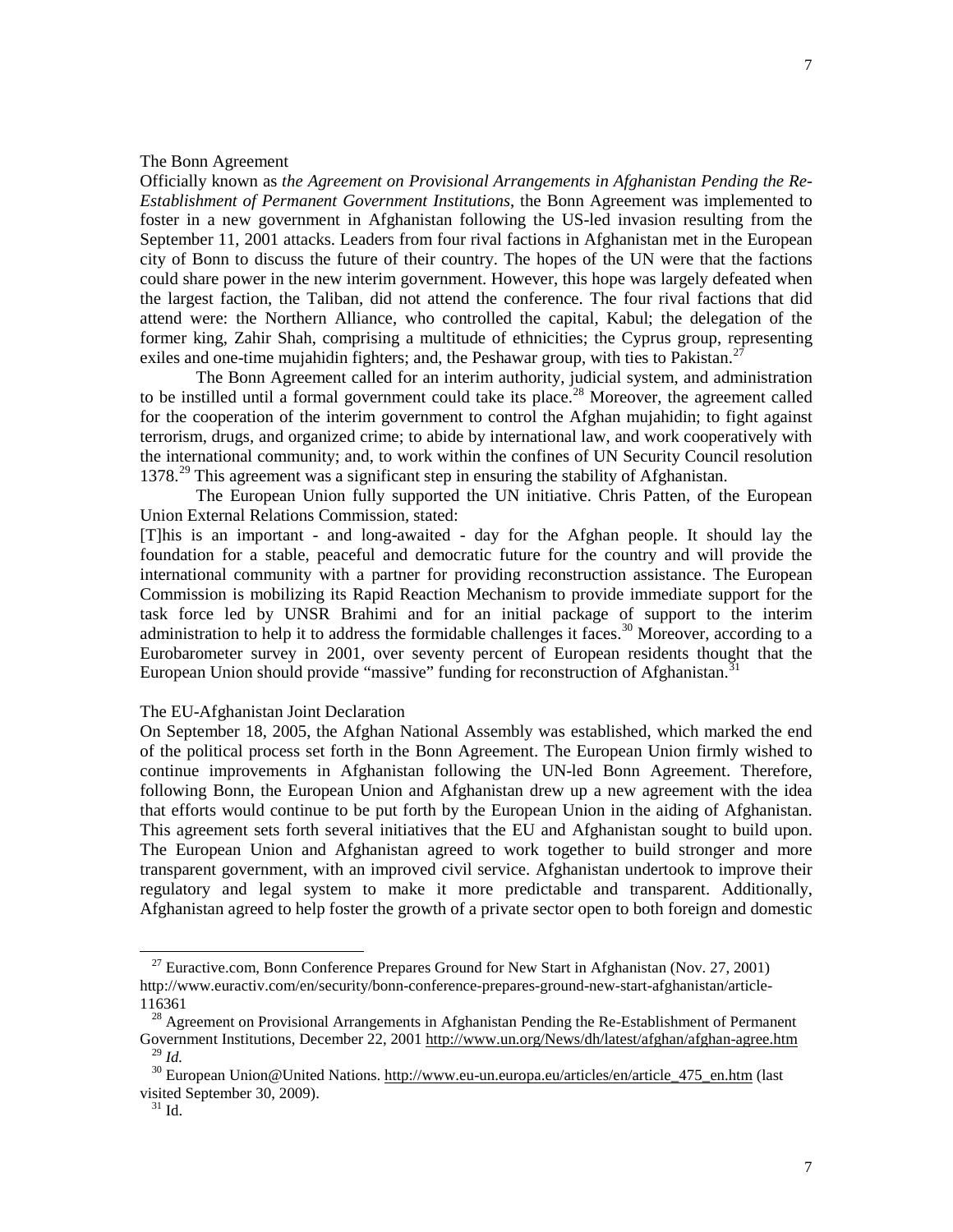## The Bonn Agreement

Officially known as *the Agreement on Provisional Arrangements in Afghanistan Pending the Re-Establishment of Permanent Government Institutions*, the Bonn Agreement was implemented to foster in a new government in Afghanistan following the US-led invasion resulting from the September 11, 2001 attacks. Leaders from four rival factions in Afghanistan met in the European city of Bonn to discuss the future of their country. The hopes of the UN were that the factions could share power in the new interim government. However, this hope was largely defeated when the largest faction, the Taliban, did not attend the conference. The four rival factions that did attend were: the Northern Alliance, who controlled the capital, Kabul; the delegation of the former king, Zahir Shah, comprising a multitude of ethnicities; the Cyprus group, representing exiles and one-time mujahidin fighters; and, the Peshawar group, with ties to Pakistan.[27]

The Bonn Agreement called for an interim authority, judicial system, and administration to be instilled until a formal government could take its place.[28] Moreover, the agreement called for the cooperation of the interim government to control the Afghan mujahidin; to fight against terrorism, drugs, and organized crime; to abide by international law, and work cooperatively with the international community; and, to work within the confines of UN Security Council resolution 1378.[29] This agreement was a significant step in ensuring the stability of Afghanistan.

The European Union fully supported the UN initiative. Chris Patten, of the European Union External Relations Commission, stated:

[T]his is an important - and long-awaited - day for the Afghan people. It should lay the foundation for a stable, peaceful and democratic future for the country and will provide the international community with a partner for providing reconstruction assistance. The European Commission is mobilizing its Rapid Reaction Mechanism to provide immediate support for the task force led by UNSR Brahimi and for an initial package of support to the interim administration to help it to address the formidable challenges it faces.[30] Moreover, according to a Eurobarometer survey in 2001, over seventy percent of European residents thought that the European Union should provide "massive" funding for reconstruction of Afghanistan.[31]

## The EU-Afghanistan Joint Declaration

On September 18, 2005, the Afghan National Assembly was established, which marked the end of the political process set forth in the Bonn Agreement. The European Union firmly wished to continue improvements in Afghanistan following the UN-led Bonn Agreement. Therefore, following Bonn, the European Union and Afghanistan drew up a new agreement with the idea that efforts would continue to be put forth by the European Union in the aiding of Afghanistan. This agreement sets forth several initiatives that the EU and Afghanistan sought to build upon. The European Union and Afghanistan agreed to work together to build stronger and more transparent government, with an improved civil service. Afghanistan undertook to improve their regulatory and legal system to make it more predictable and transparent. Additionally, Afghanistan agreed to help foster the growth of a private sector open to both foreign and domestic

---

[27] Euractive.com, Bonn Conference Prepares Ground for New Start in Afghanistan (Nov. 27, 2001) http://www.euractiv.com/en/security/bonn-conference-prepares-ground-new-start-afghanistan/article-116361

[28] Agreement on Provisional Arrangements in Afghanistan Pending the Re-Establishment of Permanent Government Institutions, December 22, 2001 http://www.un.org/News/dh/latest/afghan/afghan-agree.htm

[29] *Id.*

[30] European Union@United Nations. http://www.eu-un.europa.eu/articles/en/article_475_en.htm (last visited September 30, 2009).

[31] Id.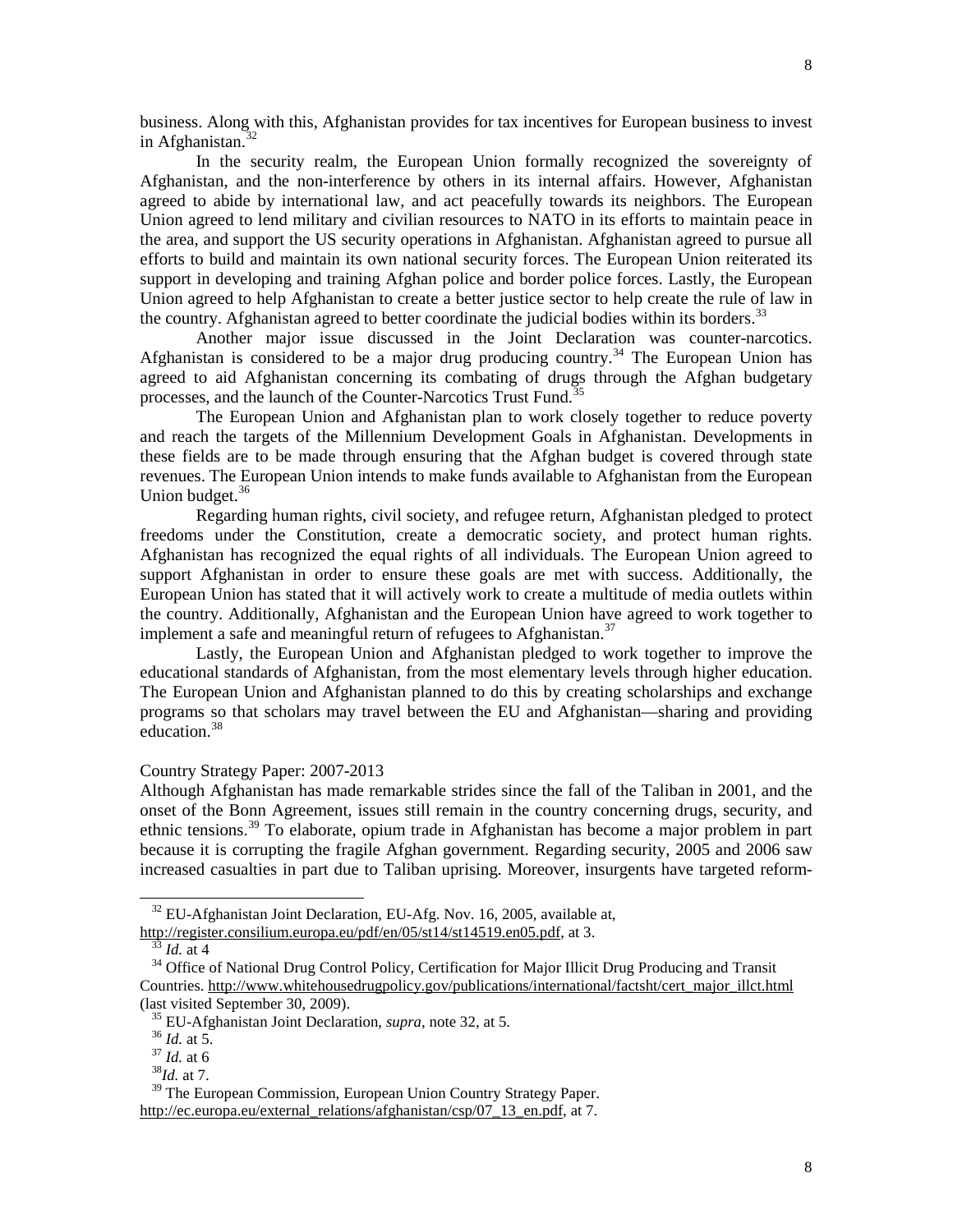business. Along with this, Afghanistan provides for tax incentives for European business to invest in Afghanistan.[32]

In the security realm, the European Union formally recognized the sovereignty of Afghanistan, and the non-interference by others in its internal affairs. However, Afghanistan agreed to abide by international law, and act peacefully towards its neighbors. The European Union agreed to lend military and civilian resources to NATO in its efforts to maintain peace in the area, and support the US security operations in Afghanistan. Afghanistan agreed to pursue all efforts to build and maintain its own national security forces. The European Union reiterated its support in developing and training Afghan police and border police forces. Lastly, the European Union agreed to help Afghanistan to create a better justice sector to help create the rule of law in the country. Afghanistan agreed to better coordinate the judicial bodies within its borders.[33]

Another major issue discussed in the Joint Declaration was counter-narcotics. Afghanistan is considered to be a major drug producing country.[34] The European Union has agreed to aid Afghanistan concerning its combating of drugs through the Afghan budgetary processes, and the launch of the Counter-Narcotics Trust Fund.[35]

The European Union and Afghanistan plan to work closely together to reduce poverty and reach the targets of the Millennium Development Goals in Afghanistan. Developments in these fields are to be made through ensuring that the Afghan budget is covered through state revenues. The European Union intends to make funds available to Afghanistan from the European Union budget.[36]

Regarding human rights, civil society, and refugee return, Afghanistan pledged to protect freedoms under the Constitution, create a democratic society, and protect human rights. Afghanistan has recognized the equal rights of all individuals. The European Union agreed to support Afghanistan in order to ensure these goals are met with success. Additionally, the European Union has stated that it will actively work to create a multitude of media outlets within the country. Additionally, Afghanistan and the European Union have agreed to work together to implement a safe and meaningful return of refugees to Afghanistan.[37]

Lastly, the European Union and Afghanistan pledged to work together to improve the educational standards of Afghanistan, from the most elementary levels through higher education. The European Union and Afghanistan planned to do this by creating scholarships and exchange programs so that scholars may travel between the EU and Afghanistan—sharing and providing education.[38]

Country Strategy Paper: 2007-2013

Although Afghanistan has made remarkable strides since the fall of the Taliban in 2001, and the onset of the Bonn Agreement, issues still remain in the country concerning drugs, security, and ethnic tensions.[39] To elaborate, opium trade in Afghanistan has become a major problem in part because it is corrupting the fragile Afghan government. Regarding security, 2005 and 2006 saw increased casualties in part due to Taliban uprising. Moreover, insurgents have targeted reform-

---

[32] EU-Afghanistan Joint Declaration, EU-Afg. Nov. 16, 2005, available at, http://register.consilium.europa.eu/pdf/en/05/st14/st14519.en05.pdf, at 3.

[33] *Id.* at 4

[34] Office of National Drug Control Policy, Certification for Major Illicit Drug Producing and Transit Countries. http://www.whitehousedrugpolicy.gov/publications/international/factsht/cert_major_illct.html (last visited September 30, 2009).

[35] EU-Afghanistan Joint Declaration, *supra*, note 32, at 5.

[36] *Id.* at 5.

[37] *Id.* at 6

[38] *Id.* at 7.

[39] The European Commission, European Union Country Strategy Paper. http://ec.europa.eu/external_relations/afghanistan/csp/07_13_en.pdf, at 7.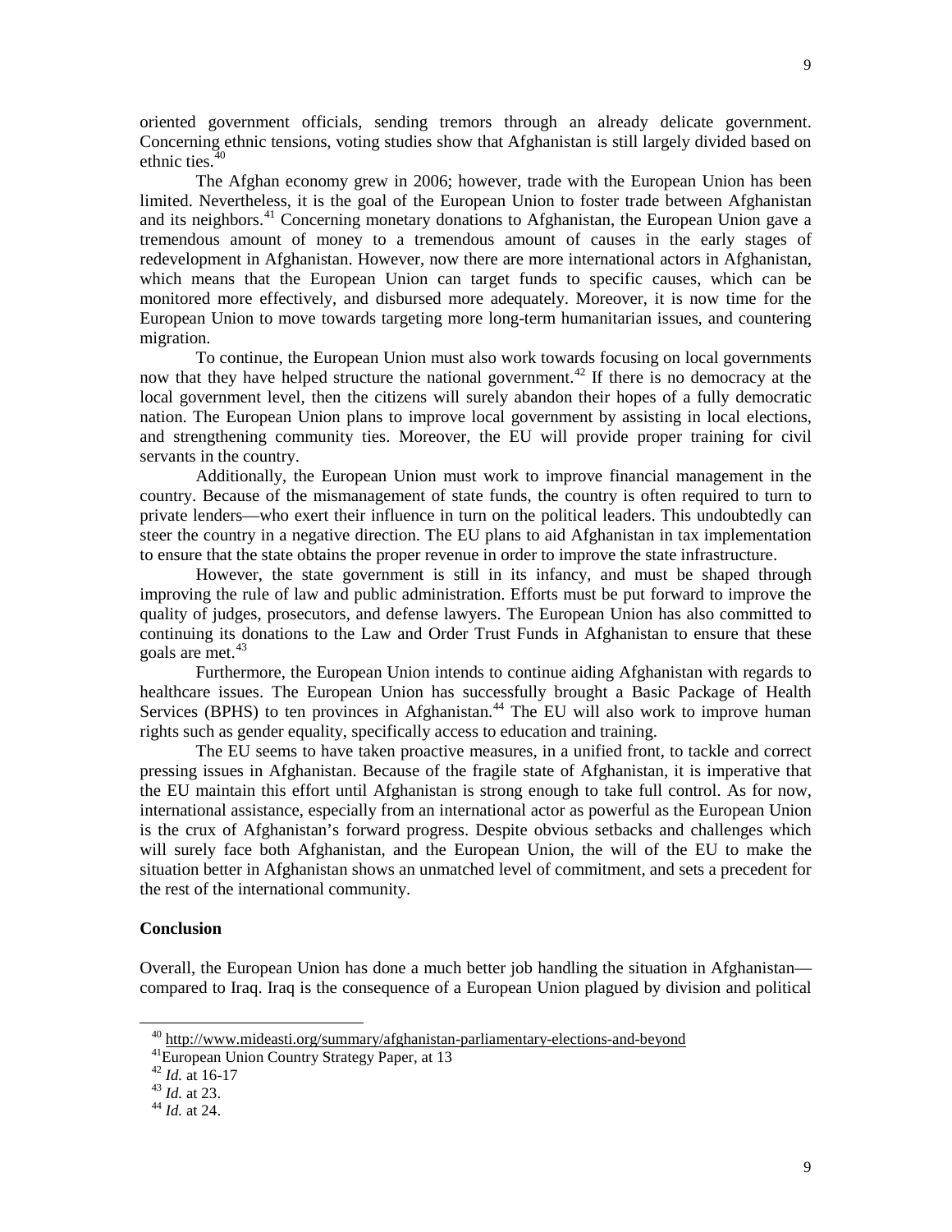oriented government officials, sending tremors through an already delicate government. Concerning ethnic tensions, voting studies show that Afghanistan is still largely divided based on ethnic ties.[40]

The Afghan economy grew in 2006; however, trade with the European Union has been limited. Nevertheless, it is the goal of the European Union to foster trade between Afghanistan and its neighbors.[41] Concerning monetary donations to Afghanistan, the European Union gave a tremendous amount of money to a tremendous amount of causes in the early stages of redevelopment in Afghanistan. However, now there are more international actors in Afghanistan, which means that the European Union can target funds to specific causes, which can be monitored more effectively, and disbursed more adequately. Moreover, it is now time for the European Union to move towards targeting more long-term humanitarian issues, and countering migration.

To continue, the European Union must also work towards focusing on local governments now that they have helped structure the national government.[42] If there is no democracy at the local government level, then the citizens will surely abandon their hopes of a fully democratic nation. The European Union plans to improve local government by assisting in local elections, and strengthening community ties. Moreover, the EU will provide proper training for civil servants in the country.

Additionally, the European Union must work to improve financial management in the country. Because of the mismanagement of state funds, the country is often required to turn to private lenders—who exert their influence in turn on the political leaders. This undoubtedly can steer the country in a negative direction. The EU plans to aid Afghanistan in tax implementation to ensure that the state obtains the proper revenue in order to improve the state infrastructure.

However, the state government is still in its infancy, and must be shaped through improving the rule of law and public administration. Efforts must be put forward to improve the quality of judges, prosecutors, and defense lawyers. The European Union has also committed to continuing its donations to the Law and Order Trust Funds in Afghanistan to ensure that these goals are met.[43]

Furthermore, the European Union intends to continue aiding Afghanistan with regards to healthcare issues. The European Union has successfully brought a Basic Package of Health Services (BPHS) to ten provinces in Afghanistan.[44] The EU will also work to improve human rights such as gender equality, specifically access to education and training.

The EU seems to have taken proactive measures, in a unified front, to tackle and correct pressing issues in Afghanistan. Because of the fragile state of Afghanistan, it is imperative that the EU maintain this effort until Afghanistan is strong enough to take full control. As for now, international assistance, especially from an international actor as powerful as the European Union is the crux of Afghanistan's forward progress. Despite obvious setbacks and challenges which will surely face both Afghanistan, and the European Union, the will of the EU to make the situation better in Afghanistan shows an unmatched level of commitment, and sets a precedent for the rest of the international community.

**Conclusion**

Overall, the European Union has done a much better job handling the situation in Afghanistan—compared to Iraq. Iraq is the consequence of a European Union plagued by division and political

---

[40] http://www.mideasti.org/summary/afghanistan-parliamentary-elections-and-beyond

[41] European Union Country Strategy Paper, at 13

[42] *Id.* at 16-17

[43] *Id.* at 23.

[44] *Id.* at 24.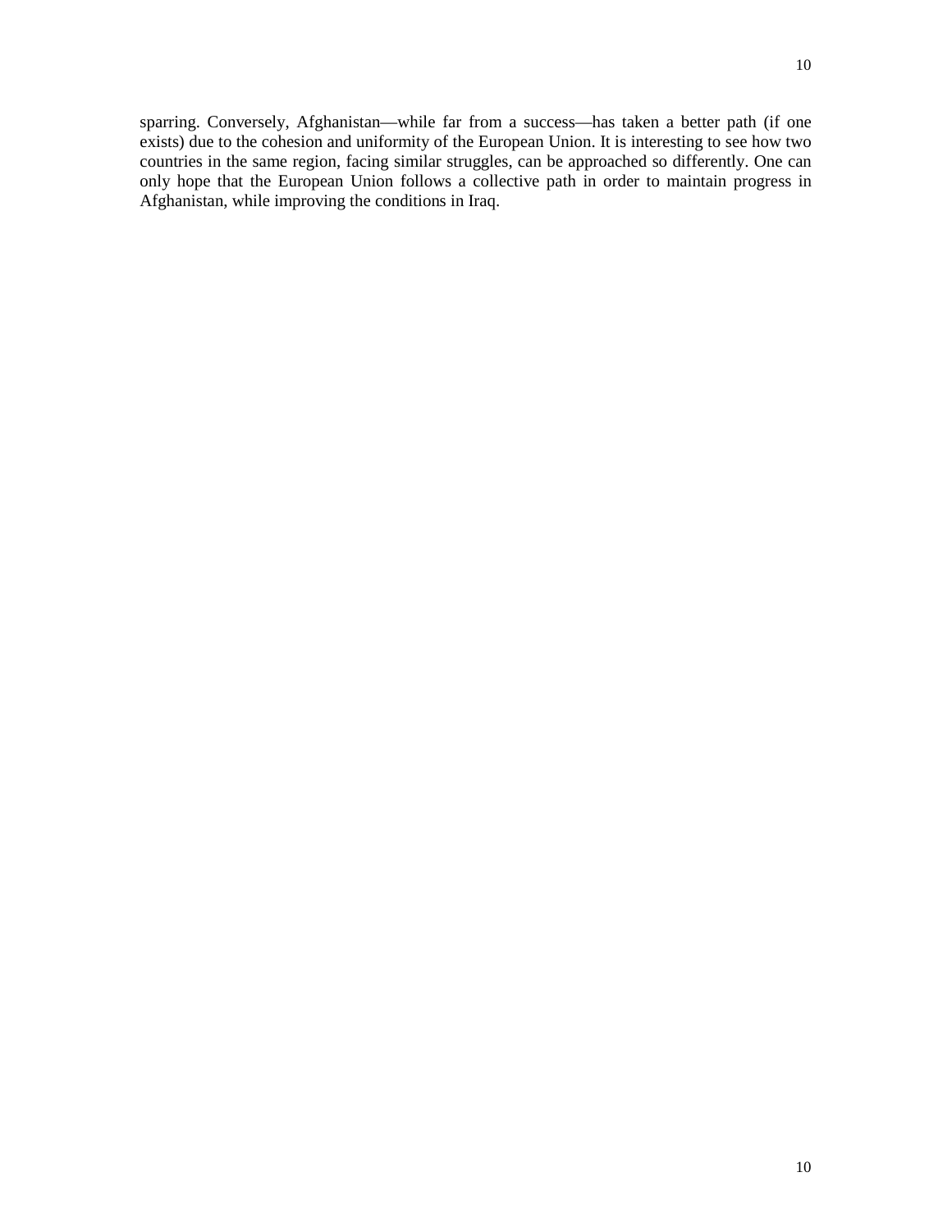sparring. Conversely, Afghanistan—while far from a success—has taken a better path (if one exists) due to the cohesion and uniformity of the European Union. It is interesting to see how two countries in the same region, facing similar struggles, can be approached so differently. One can only hope that the European Union follows a collective path in order to maintain progress in Afghanistan, while improving the conditions in Iraq.